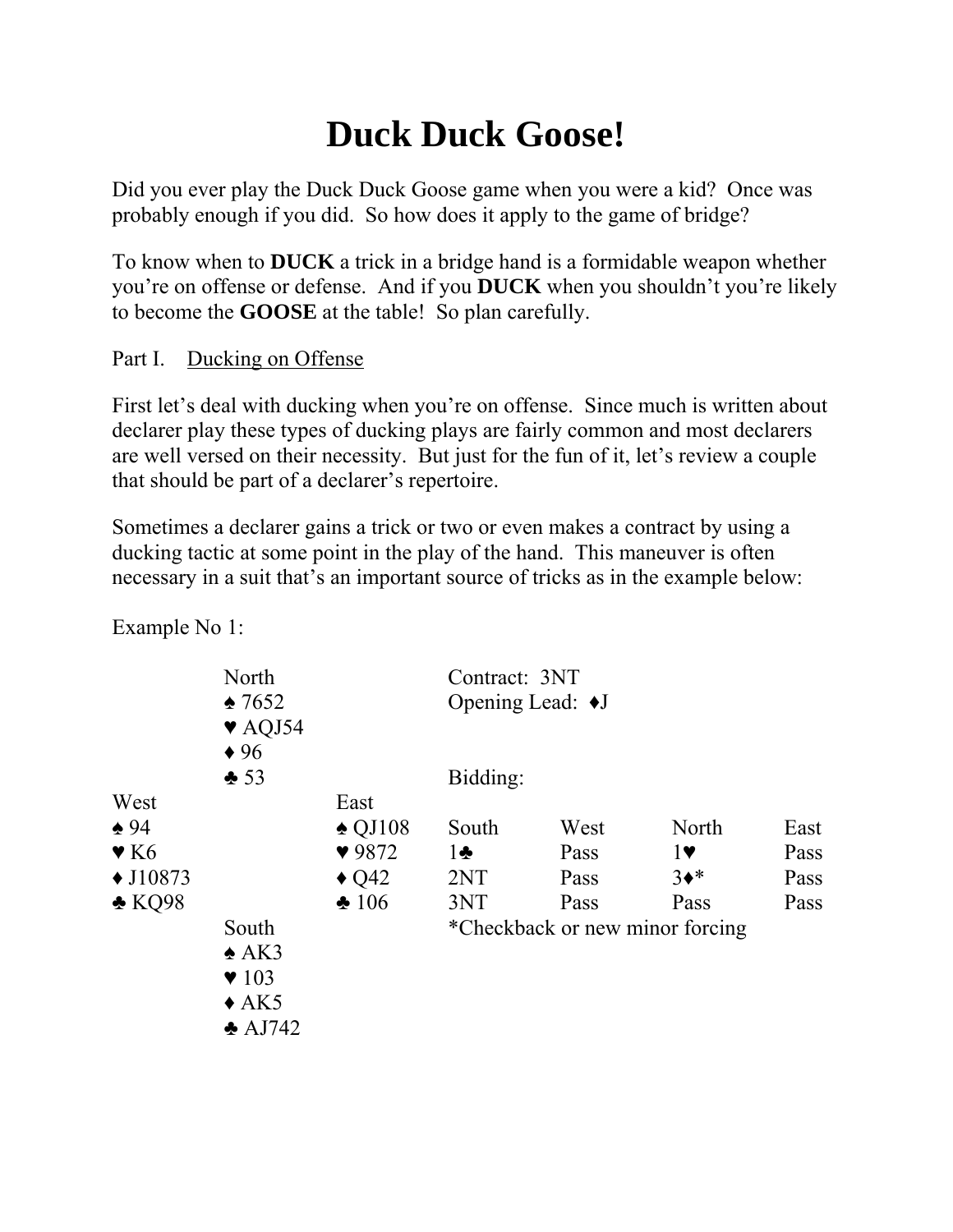# Duck Duck Goose!

Did you ever play the Duck Duck Goose game when you were a kid? Once was probably enough if you did. So how does it apply to the game of bridge?

To know when to **DUCK** a trick in a bridge hand is a formidable weapon whether you're on offense or defense. And if you **DUCK** when you shouldn't you're likely to become the **GOOSE** at the table! So plan carefully.

Part I. Ducking on Offense

First let's deal with ducking when you're on offense. Since much is written about declarer play these types of ducking plays are fairly common and most declarers are well versed on their necessity. But just for the fun of it, let's review a couple that should be part of a declarer's repertoire.

Sometimes a declarer gains a trick or two or even makes a contract by using a ducking tactic at some point in the play of the hand. This maneuver is often necessary in a suit that's an important source of tricks as in the example below:

Example No 1:

```
           North
           ♠ 7652
           ♥ AQJ54
           ♦ 96
           ♣ 53
West                 East
♠ 94                 ♠ QJ108
♥ K6                 ♥ 9872
♦ J10873             ♦ Q42
♣ KQ98               ♣ 106
           South
           ♠ AK3
           ♥ 103
           ♦ AK5
           ♣ AJ742
```

Contract: 3NT
Opening Lead: ♦J

Bidding:

| South | West | North | East |
|---|---|---|---|
| 1♣ | Pass | 1♥ | Pass |
| 2NT | Pass | 3♦* | Pass |
| 3NT | Pass | Pass | Pass |

*Checkback or new minor forcing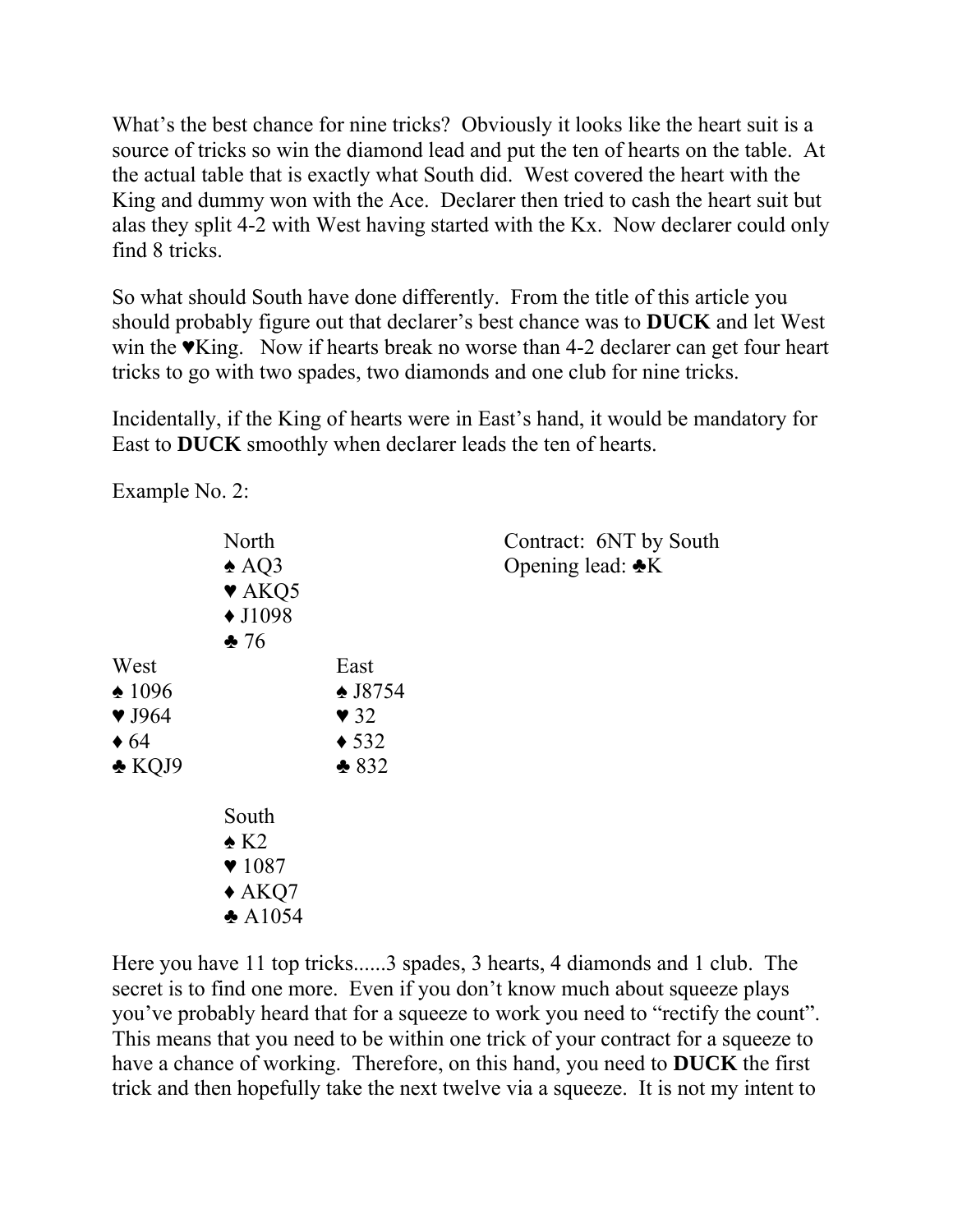What's the best chance for nine tricks? Obviously it looks like the heart suit is a source of tricks so win the diamond lead and put the ten of hearts on the table. At the actual table that is exactly what South did. West covered the heart with the King and dummy won with the Ace. Declarer then tried to cash the heart suit but alas they split 4-2 with West having started with the Kx. Now declarer could only find 8 tricks.

So what should South have done differently. From the title of this article you should probably figure out that declarer's best chance was to **DUCK** and let West win the ♥King. Now if hearts break no worse than 4-2 declarer can get four heart tricks to go with two spades, two diamonds and one club for nine tricks.

Incidentally, if the King of hearts were in East's hand, it would be mandatory for East to **DUCK** smoothly when declarer leads the ten of hearts.

Example No. 2:

```
            North                       Contract: 6NT by South
            ♠ AQ3                       Opening lead: ♣K
            ♥ AKQ5
            ♦ J1098
            ♣ 76
West                  East
♠ 1096                ♠ J8754
♥ J964                ♥ 32
♦ 64                  ♦ 532
♣ KQJ9                ♣ 832

            South
            ♠ K2
            ♥ 1087
            ♦ AKQ7
            ♣ A1054
```

Here you have 11 top tricks......3 spades, 3 hearts, 4 diamonds and 1 club. The secret is to find one more. Even if you don't know much about squeeze plays you've probably heard that for a squeeze to work you need to "rectify the count". This means that you need to be within one trick of your contract for a squeeze to have a chance of working. Therefore, on this hand, you need to **DUCK** the first trick and then hopefully take the next twelve via a squeeze. It is not my intent to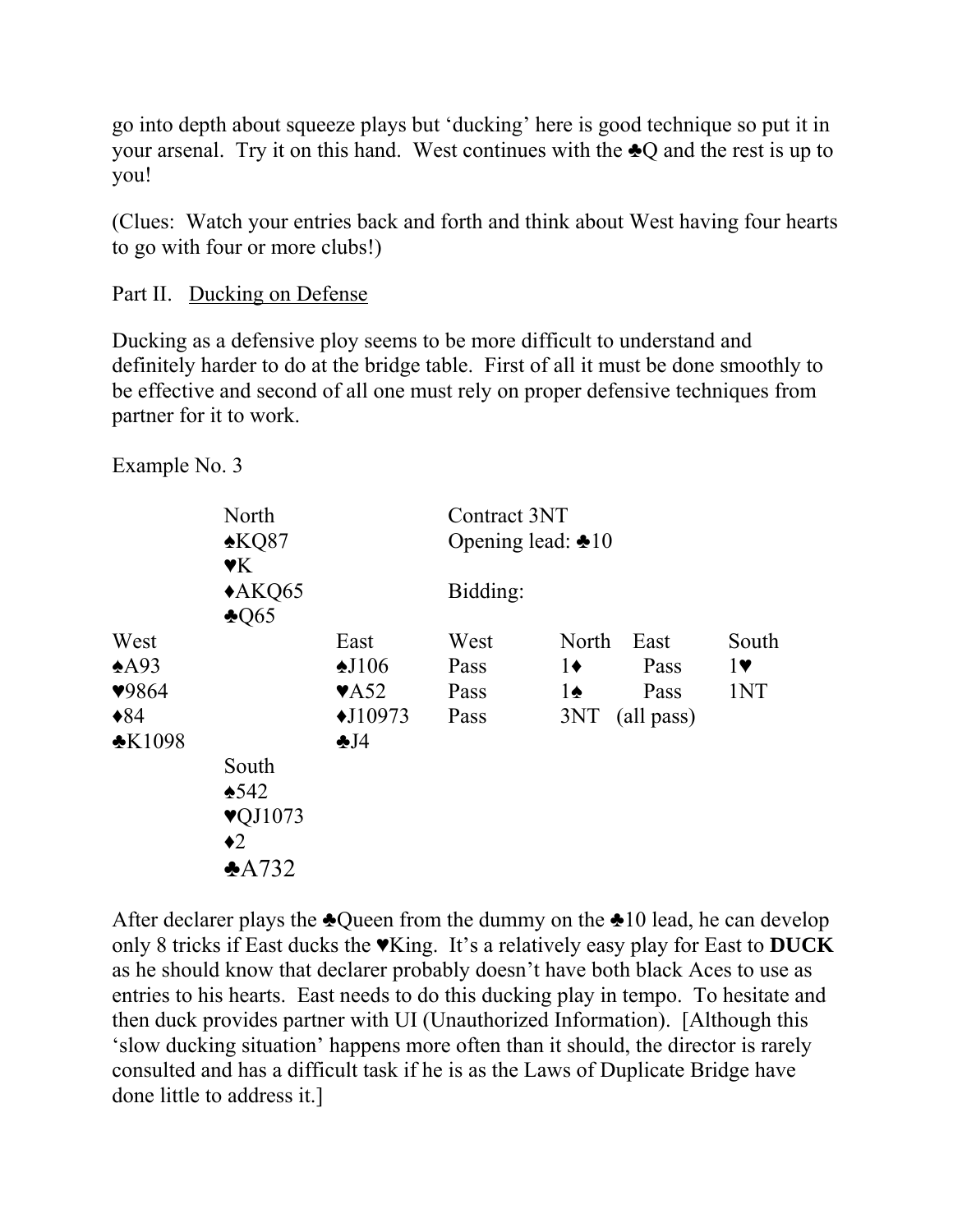go into depth about squeeze plays but 'ducking' here is good technique so put it in your arsenal. Try it on this hand. West continues with the ♣Q and the rest is up to you!

(Clues: Watch your entries back and forth and think about West having four hearts to go with four or more clubs!)

Part II. <u>Ducking on Defense</u>

Ducking as a defensive ploy seems to be more difficult to understand and definitely harder to do at the bridge table. First of all it must be done smoothly to be effective and second of all one must rely on proper defensive techniques from partner for it to work.

Example No. 3

```
              North                   Contract 3NT
              ♠KQ87                   Opening lead: ♣10
              ♥K
              ♦AKQ65                  Bidding:
              ♣Q65
West                    East          West     North   East       South
♠A93                    ♠J106         Pass     1♦      Pass       1♥
♥9864                   ♥A52          Pass     1♠      Pass       1NT
♦84                     ♦J10973       Pass     3NT     (all pass)
♣K1098                  ♣J4
              South
              ♠542
              ♥QJ1073
              ♦2
              ♣A732
```

After declarer plays the ♣Queen from the dummy on the ♣10 lead, he can develop only 8 tricks if East ducks the ♥King. It's a relatively easy play for East to **DUCK** as he should know that declarer probably doesn't have both black Aces to use as entries to his hearts. East needs to do this ducking play in tempo. To hesitate and then duck provides partner with UI (Unauthorized Information). [Although this 'slow ducking situation' happens more often than it should, the director is rarely consulted and has a difficult task if he is as the Laws of Duplicate Bridge have done little to address it.]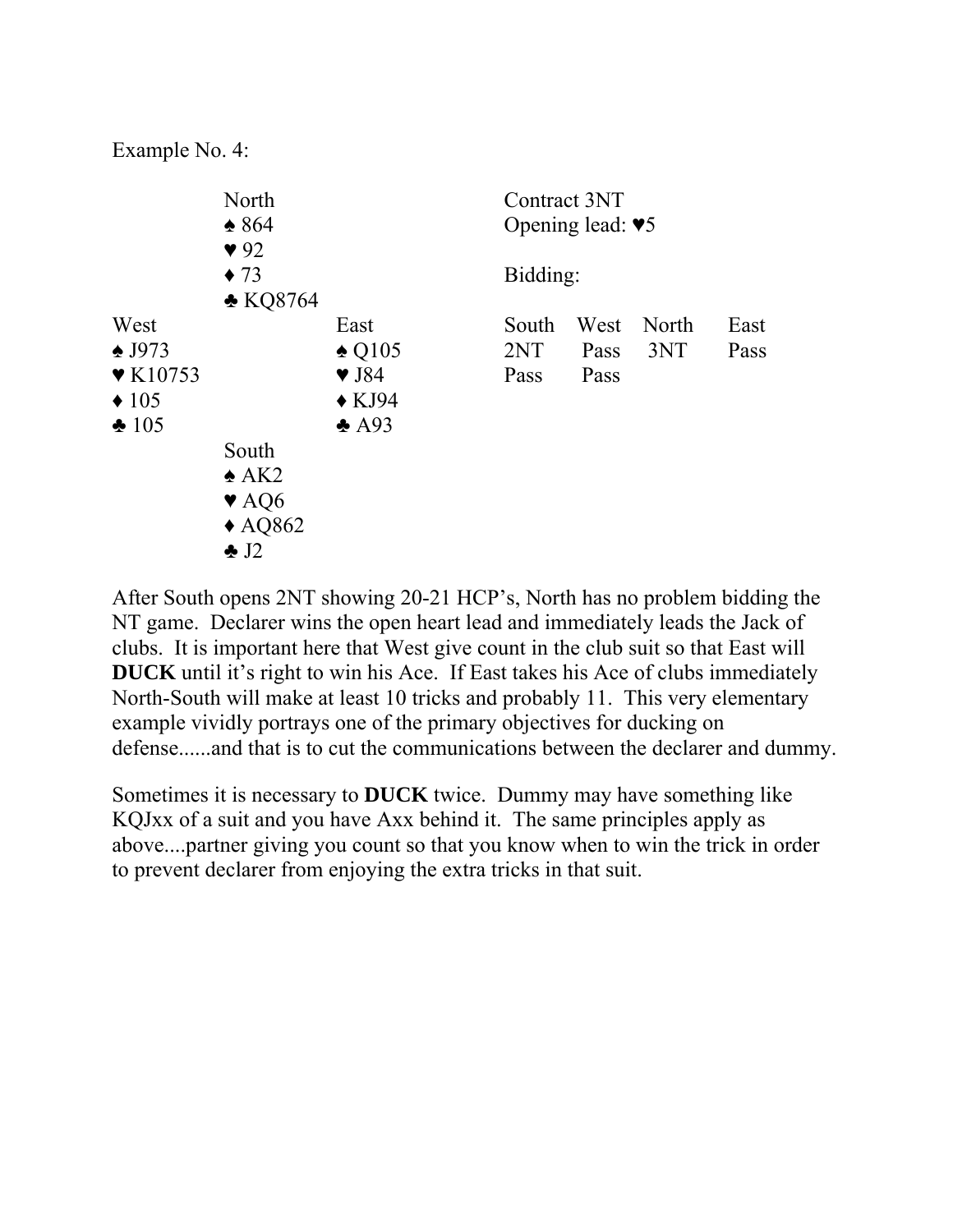Example No. 4:

| | North | | Contract 3NT |
|---|---|---|---|
| | ♠ 864 | | Opening lead: ♥5 |
| | ♥ 92 | | |
| | ♦ 73 | | Bidding: |
| | ♣ KQ8764 | | |
| **West** | | **East** | |
| ♠ J973 | | ♠ Q105 | |
| ♥ K10753 | | ♥ J84 | |
| ♦ 105 | | ♦ KJ94 | |
| ♣ 105 | | ♣ A93 | |
| | South | | |
| | ♠ AK2 | | |
| | ♥ AQ6 | | |
| | ♦ AQ862 | | |
| | ♣ J2 | | |

| South | West | North | East |
|---|---|---|---|
| 2NT | Pass | 3NT | Pass |
| Pass | Pass | | |

After South opens 2NT showing 20-21 HCP's, North has no problem bidding the NT game. Declarer wins the open heart lead and immediately leads the Jack of clubs. It is important here that West give count in the club suit so that East will **DUCK** until it's right to win his Ace. If East takes his Ace of clubs immediately North-South will make at least 10 tricks and probably 11. This very elementary example vividly portrays one of the primary objectives for ducking on defense......and that is to cut the communications between the declarer and dummy.

Sometimes it is necessary to **DUCK** twice. Dummy may have something like KQJxx of a suit and you have Axx behind it. The same principles apply as above....partner giving you count so that you know when to win the trick in order to prevent declarer from enjoying the extra tricks in that suit.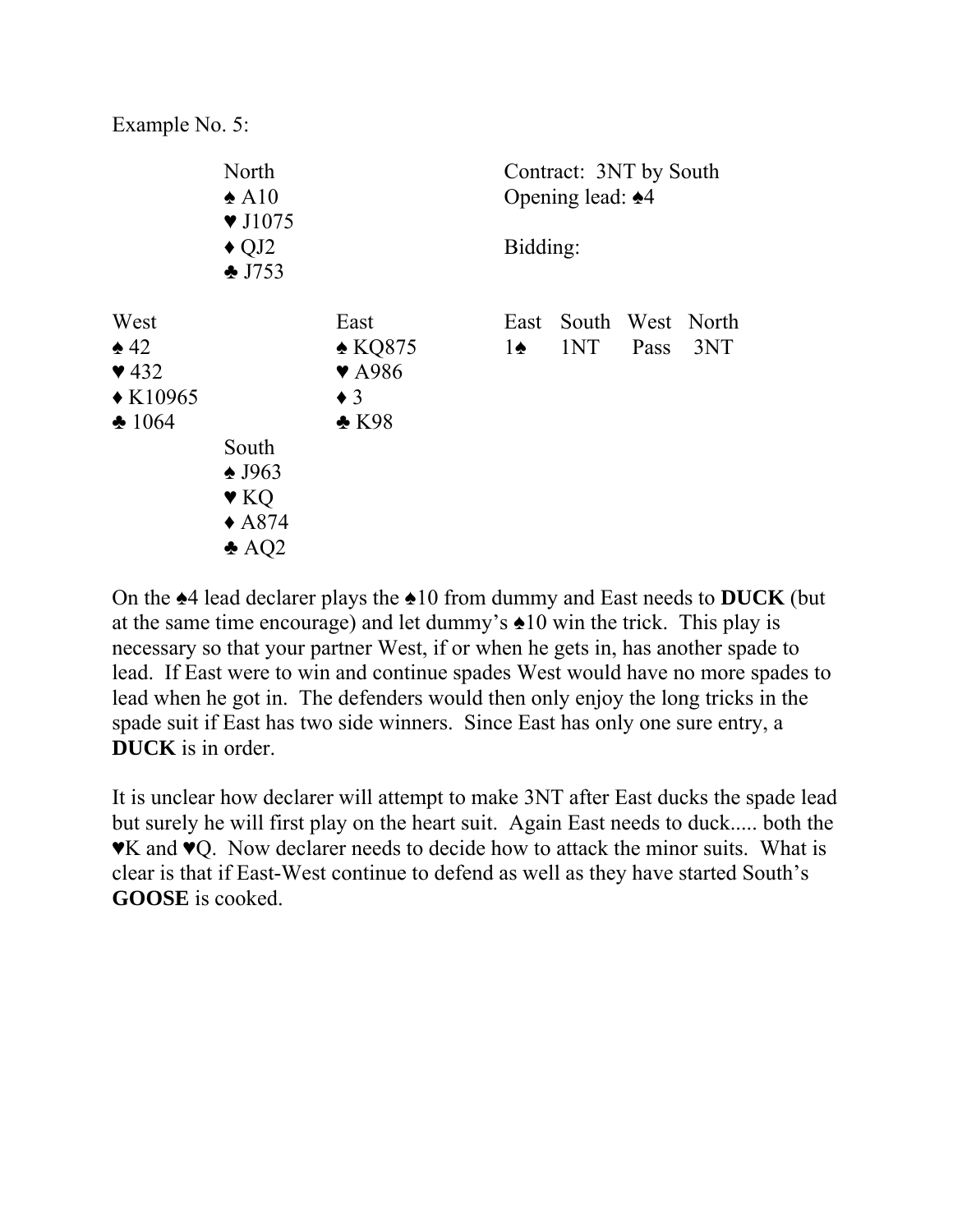Example No. 5:

|  | North |  |
|---|---|---|
|  | ♠ A10 |  |
|  | ♥ J1075 |  |
|  | ♦ QJ2 |  |
|  | ♣ J753 |  |
| **West** |  | **East** |
| ♠ 42 |  | ♠ KQ875 |
| ♥ 432 |  | ♥ A986 |
| ♦ K10965 |  | ♦ 3 |
| ♣ 1064 |  | ♣ K98 |
|  | **South** |  |
|  | ♠ J963 |  |
|  | ♥ KQ |  |
|  | ♦ A874 |  |
|  | ♣ AQ2 |  |

Contract: 3NT by South
Opening lead: ♠4

Bidding:

| East | South | West | North |
|---|---|---|---|
| 1♠ | 1NT | Pass | 3NT |

On the ♠4 lead declarer plays the ♠10 from dummy and East needs to **DUCK** (but at the same time encourage) and let dummy's ♠10 win the trick. This play is necessary so that your partner West, if or when he gets in, has another spade to lead. If East were to win and continue spades West would have no more spades to lead when he got in. The defenders would then only enjoy the long tricks in the spade suit if East has two side winners. Since East has only one sure entry, a **DUCK** is in order.

It is unclear how declarer will attempt to make 3NT after East ducks the spade lead but surely he will first play on the heart suit. Again East needs to duck..... both the ♥K and ♥Q. Now declarer needs to decide how to attack the minor suits. What is clear is that if East-West continue to defend as well as they have started South's **GOOSE** is cooked.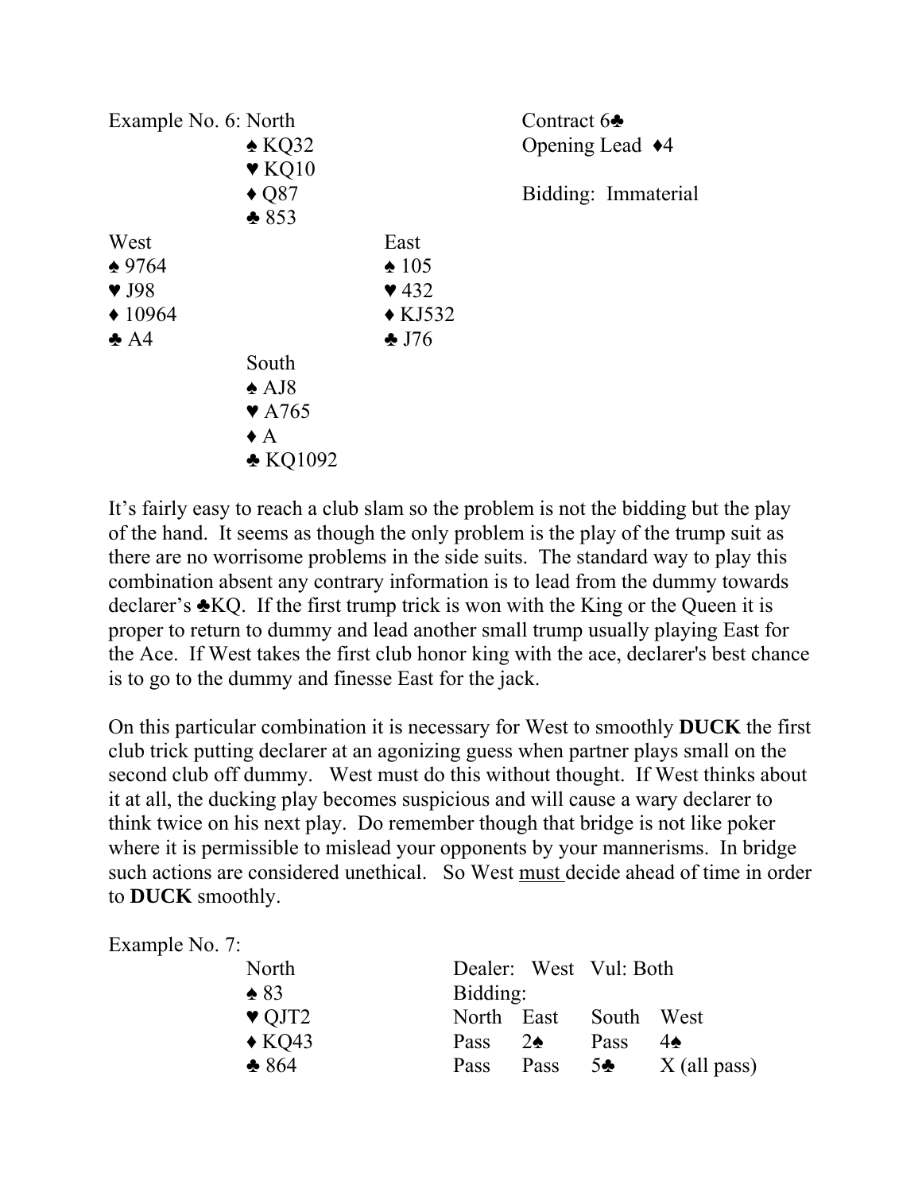Example No. 6: North

♠ KQ32
♥ KQ10
♦ Q87
♣ 853

Contract 6♣
Opening Lead ♦4

Bidding: Immaterial

West
♠ 9764
♥ J98
♦ 10964
♣ A4

East
♠ 105
♥ 432
♦ KJ532
♣ J76

South
♠ AJ8
♥ A765
♦ A
♣ KQ1092

It's fairly easy to reach a club slam so the problem is not the bidding but the play of the hand. It seems as though the only problem is the play of the trump suit as there are no worrisome problems in the side suits. The standard way to play this combination absent any contrary information is to lead from the dummy towards declarer's ♣KQ. If the first trump trick is won with the King or the Queen it is proper to return to dummy and lead another small trump usually playing East for the Ace. If West takes the first club honor king with the ace, declarer's best chance is to go to the dummy and finesse East for the jack.

On this particular combination it is necessary for West to smoothly **DUCK** the first club trick putting declarer at an agonizing guess when partner plays small on the second club off dummy. West must do this without thought. If West thinks about it at all, the ducking play becomes suspicious and will cause a wary declarer to think twice on his next play. Do remember though that bridge is not like poker where it is permissible to mislead your opponents by your mannerisms. In bridge such actions are considered unethical. So West must decide ahead of time in order to **DUCK** smoothly.

Example No. 7:

North
♠ 83
♥ QJT2
♦ KQ43
♣ 864

Dealer: West Vul: Both

Bidding:

| North | East | South | West |
|---|---|---|---|
| Pass | 2♠ | Pass | 4♠ |
| Pass | Pass | 5♣ | X (all pass) |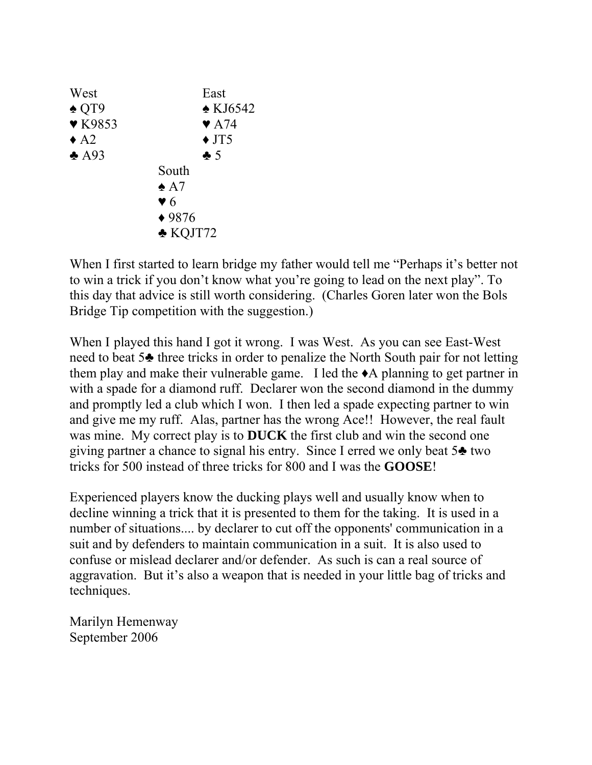West
♠ QT9
♥ K9853
♦ A2
♣ A93

East
♠ KJ6542
♥ A74
♦ JT5
♣ 5

South
♠ A7
♥ 6
♦ 9876
♣ KQJT72

When I first started to learn bridge my father would tell me "Perhaps it's better not to win a trick if you don't know what you're going to lead on the next play". To this day that advice is still worth considering. (Charles Goren later won the Bols Bridge Tip competition with the suggestion.)

When I played this hand I got it wrong. I was West. As you can see East-West need to beat 5♣ three tricks in order to penalize the North South pair for not letting them play and make their vulnerable game. I led the ♦A planning to get partner in with a spade for a diamond ruff. Declarer won the second diamond in the dummy and promptly led a club which I won. I then led a spade expecting partner to win and give me my ruff. Alas, partner has the wrong Ace!! However, the real fault was mine. My correct play is to **DUCK** the first club and win the second one giving partner a chance to signal his entry. Since I erred we only beat 5♣ two tricks for 500 instead of three tricks for 800 and I was the **GOOSE**!

Experienced players know the ducking plays well and usually know when to decline winning a trick that it is presented to them for the taking. It is used in a number of situations.... by declarer to cut off the opponents' communication in a suit and by defenders to maintain communication in a suit. It is also used to confuse or mislead declarer and/or defender. As such is can a real source of aggravation. But it's also a weapon that is needed in your little bag of tricks and techniques.

Marilyn Hemenway
September 2006